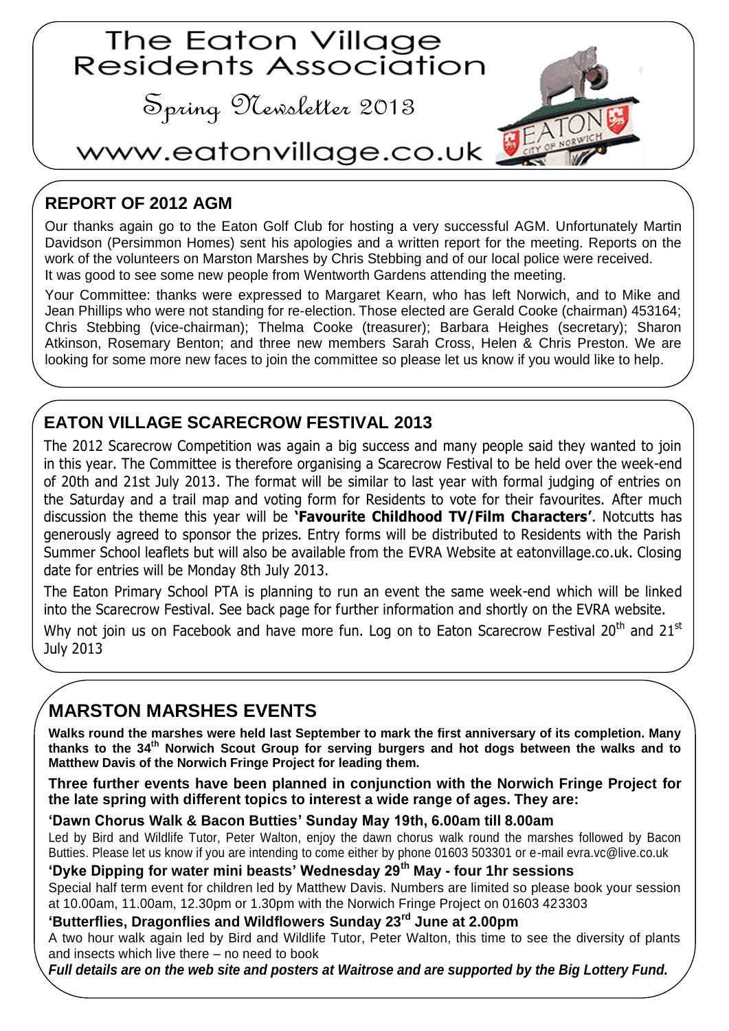# The Eaton Village Residents Association

Spring Newsletter 2013

www.eatonvillage.co.uk

## REPORT OF 2012 AGM

Our thanks again go to the Eaton Golf Club for hosting a very successful AGM. Unfortunately Martin Davidson (Persimmon Homes) sent his apologies and a written report for the meeting. Reports on the work of the volunteers on Marston Marshes by Chris Stebbing and of our local police were received. It was good to see some new people from Wentworth Gardens attending the meeting.

Your Committee: thanks were expressed to Margaret Kearn, who has left Norwich, and to Mike and Jean Phillips who were not standing for re-election. Those elected are Gerald Cooke (chairman) 453164; Chris Stebbing (vice-chairman); Thelma Cooke (treasurer); Barbara Heighes (secretary); Sharon Atkinson, Rosemary Benton; and three new members Sarah Cross, Helen & Chris Preston. We are looking for some more new faces to join the committee so please let us know if you would like to help.

## EATON VILLAGE SCARECROW FESTIVAL 2013

The 2012 Scarecrow Competition was again a big success and many people said they wanted to join in this year. The Committee is therefore organising a Scarecrow Festival to be held over the week-end of 20th and 21st July 2013. The format will be similar to last year with formal judging of entries on the Saturday and a trail map and voting form for Residents to vote for their favourites. After much discussion the theme this year will be **'Favourite Childhood TV/Film Characters'**. Notcutts has generously agreed to sponsor the prizes. Entry forms will be distributed to Residents with the Parish Summer School leaflets but will also be available from the EVRA Website at eatonvillage.co.uk. Closing date for entries will be Monday 8th July 2013.

The Eaton Primary School PTA is planning to run an event the same week-end which will be linked into the Scarecrow Festival. See back page for further information and shortly on the EVRA website.

Why not join us on Facebook and have more fun. Log on to Eaton Scarecrow Festival 20th and 21st July 2013

## MARSTON MARSHES EVENTS

**Walks round the marshes were held last September to mark the first anniversary of its completion. Many thanks to the 34th Norwich Scout Group for serving burgers and hot dogs between the walks and to Matthew Davis of the Norwich Fringe Project for leading them.**

**Three further events have been planned in conjunction with the Norwich Fringe Project for the late spring with different topics to interest a wide range of ages. They are:**

**'Dawn Chorus Walk & Bacon Butties' Sunday May 19th, 6.00am till 8.00am**

Led by Bird and Wildlife Tutor, Peter Walton, enjoy the dawn chorus walk round the marshes followed by Bacon Butties. Please let us know if you are intending to come either by phone 01603 503301 or e-mail evra.vc@live.co.uk

**'Dyke Dipping for water mini beasts' Wednesday 29th May - four 1hr sessions**

Special half term event for children led by Matthew Davis. Numbers are limited so please book your session at 10.00am, 11.00am, 12.30pm or 1.30pm with the Norwich Fringe Project on 01603 423303

**'Butterflies, Dragonflies and Wildflowers Sunday 23rd June at 2.00pm**

A two hour walk again led by Bird and Wildlife Tutor, Peter Walton, this time to see the diversity of plants and insects which live there – no need to book

***Full details are on the web site and posters at Waitrose and are supported by the Big Lottery Fund.***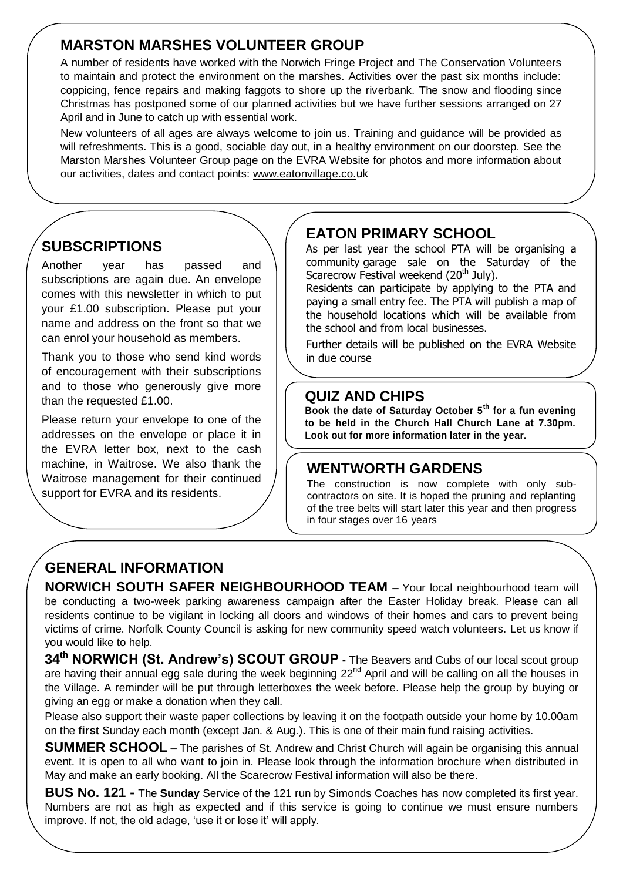## MARSTON MARSHES VOLUNTEER GROUP

A number of residents have worked with the Norwich Fringe Project and The Conservation Volunteers to maintain and protect the environment on the marshes. Activities over the past six months include: coppicing, fence repairs and making faggots to shore up the riverbank. The snow and flooding since Christmas has postponed some of our planned activities but we have further sessions arranged on 27 April and in June to catch up with essential work.

New volunteers of all ages are always welcome to join us. Training and guidance will be provided as will refreshments. This is a good, sociable day out, in a healthy environment on our doorstep. See the Marston Marshes Volunteer Group page on the EVRA Website for photos and more information about our activities, dates and contact points: www.eatonvillage.co.uk

## SUBSCRIPTIONS

Another year has passed and subscriptions are again due. An envelope comes with this newsletter in which to put your £1.00 subscription. Please put your name and address on the front so that we can enrol your household as members.

Thank you to those who send kind words of encouragement with their subscriptions and to those who generously give more than the requested £1.00.

Please return your envelope to one of the addresses on the envelope or place it in the EVRA letter box, next to the cash machine, in Waitrose. We also thank the Waitrose management for their continued support for EVRA and its residents.

## EATON PRIMARY SCHOOL

As per last year the school PTA will be organising a community garage sale on the Saturday of the Scarecrow Festival weekend (20th July).

Residents can participate by applying to the PTA and paying a small entry fee. The PTA will publish a map of the household locations which will be available from the school and from local businesses.

Further details will be published on the EVRA Website in due course

## QUIZ AND CHIPS

**Book the date of Saturday October 5th for a fun evening to be held in the Church Hall Church Lane at 7.30pm. Look out for more information later in the year.**

## WENTWORTH GARDENS

The construction is now complete with only sub-contractors on site. It is hoped the pruning and replanting of the tree belts will start later this year and then progress in four stages over 16 years

## GENERAL INFORMATION

**NORWICH SOUTH SAFER NEIGHBOURHOOD TEAM –** Your local neighbourhood team will be conducting a two-week parking awareness campaign after the Easter Holiday break. Please can all residents continue to be vigilant in locking all doors and windows of their homes and cars to prevent being victims of crime. Norfolk County Council is asking for new community speed watch volunteers. Let us know if you would like to help.

**34th NORWICH (St. Andrew's) SCOUT GROUP -** The Beavers and Cubs of our local scout group are having their annual egg sale during the week beginning 22nd April and will be calling on all the houses in the Village. A reminder will be put through letterboxes the week before. Please help the group by buying or giving an egg or make a donation when they call.

Please also support their waste paper collections by leaving it on the footpath outside your home by 10.00am on the **first** Sunday each month (except Jan. & Aug.). This is one of their main fund raising activities.

**SUMMER SCHOOL –** The parishes of St. Andrew and Christ Church will again be organising this annual event. It is open to all who want to join in. Please look through the information brochure when distributed in May and make an early booking. All the Scarecrow Festival information will also be there.

**BUS No. 121 -** The **Sunday** Service of the 121 run by Simonds Coaches has now completed its first year. Numbers are not as high as expected and if this service is going to continue we must ensure numbers improve. If not, the old adage, 'use it or lose it' will apply.